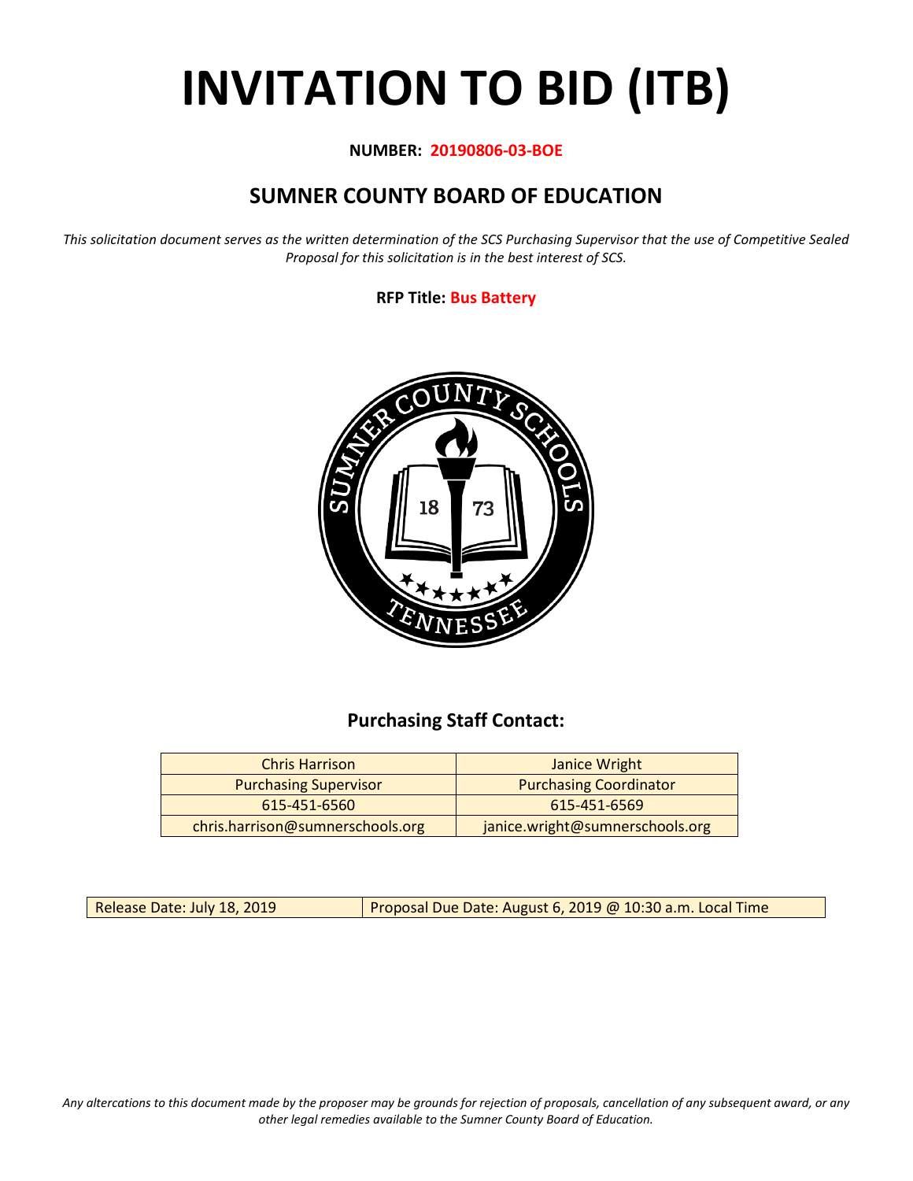# INVITATION TO BID (ITB)

**NUMBER: 20190806-03-BOE**

## SUMNER COUNTY BOARD OF EDUCATION

*This solicitation document serves as the written determination of the SCS Purchasing Supervisor that the use of Competitive Sealed Proposal for this solicitation is in the best interest of SCS.*

**RFP Title: Bus Battery**

### Purchasing Staff Contact:

| Chris Harrison | Janice Wright |
|---|---|
| Purchasing Supervisor | Purchasing Coordinator |
| 615-451-6560 | 615-451-6569 |
| chris.harrison@sumnerschools.org | janice.wright@sumnerschools.org |

| Release Date: July 18, 2019 | Proposal Due Date: August 6, 2019 @ 10:30 a.m. Local Time |
|---|---|

*Any altercations to this document made by the proposer may be grounds for rejection of proposals, cancellation of any subsequent award, or any other legal remedies available to the Sumner County Board of Education.*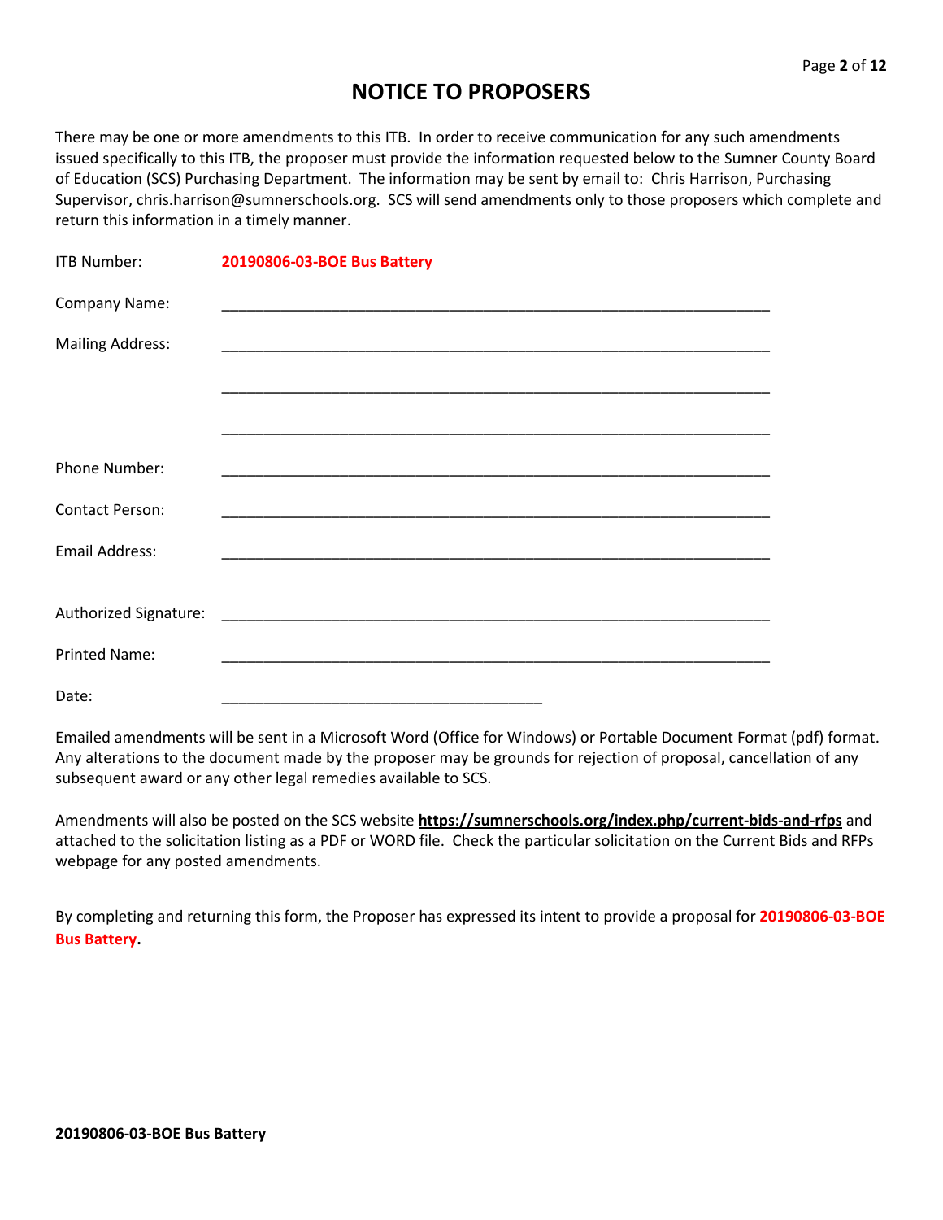# NOTICE TO PROPOSERS

There may be one or more amendments to this ITB. In order to receive communication for any such amendments issued specifically to this ITB, the proposer must provide the information requested below to the Sumner County Board of Education (SCS) Purchasing Department. The information may be sent by email to: Chris Harrison, Purchasing Supervisor, chris.harrison@sumnerschools.org. SCS will send amendments only to those proposers which complete and return this information in a timely manner.

ITB Number: **20190806-03-BOE Bus Battery**

Company Name: ____________________________________________________________________

Mailing Address: ____________________________________________________________________

____________________________________________________________________

____________________________________________________________________

Phone Number: ____________________________________________________________________

Contact Person: ____________________________________________________________________

Email Address: ____________________________________________________________________

Authorized Signature: ____________________________________________________________________

Printed Name: ____________________________________________________________________

Date: ________________________________________

Emailed amendments will be sent in a Microsoft Word (Office for Windows) or Portable Document Format (pdf) format. Any alterations to the document made by the proposer may be grounds for rejection of proposal, cancellation of any subsequent award or any other legal remedies available to SCS.

Amendments will also be posted on the SCS website **https://sumnerschools.org/index.php/current-bids-and-rfps** and attached to the solicitation listing as a PDF or WORD file. Check the particular solicitation on the Current Bids and RFPs webpage for any posted amendments.

By completing and returning this form, the Proposer has expressed its intent to provide a proposal for **20190806-03-BOE Bus Battery.**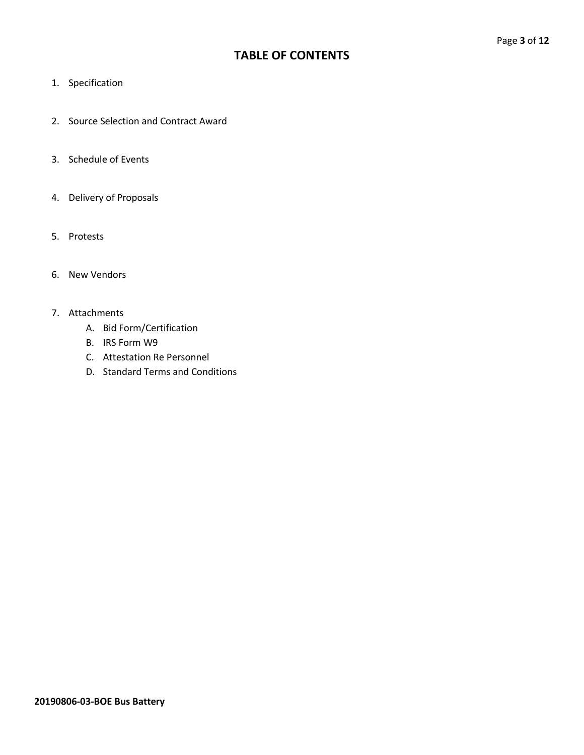# TABLE OF CONTENTS

1. Specification
2. Source Selection and Contract Award
3. Schedule of Events
4. Delivery of Proposals
5. Protests
6. New Vendors
7. Attachments
    - A. Bid Form/Certification
    - B. IRS Form W9
    - C. Attestation Re Personnel
    - D. Standard Terms and Conditions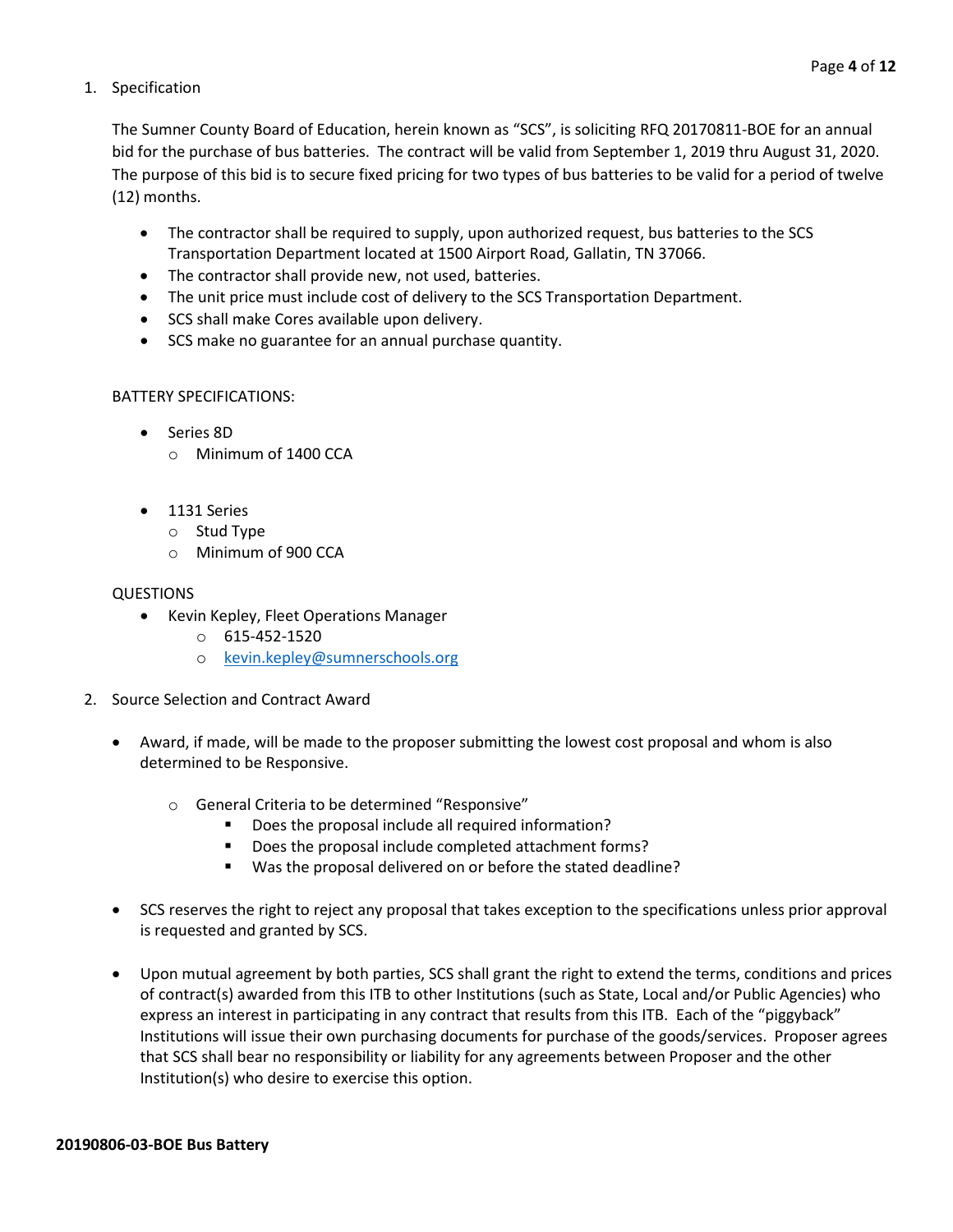1. Specification

   The Sumner County Board of Education, herein known as "SCS", is soliciting RFQ 20170811-BOE for an annual bid for the purchase of bus batteries. The contract will be valid from September 1, 2019 thru August 31, 2020. The purpose of this bid is to secure fixed pricing for two types of bus batteries to be valid for a period of twelve (12) months.

   - The contractor shall be required to supply, upon authorized request, bus batteries to the SCS Transportation Department located at 1500 Airport Road, Gallatin, TN 37066.
   - The contractor shall provide new, not used, batteries.
   - The unit price must include cost of delivery to the SCS Transportation Department.
   - SCS shall make Cores available upon delivery.
   - SCS make no guarantee for an annual purchase quantity.

   BATTERY SPECIFICATIONS:

   - Series 8D
     - Minimum of 1400 CCA

   - 1131 Series
     - Stud Type
     - Minimum of 900 CCA

   QUESTIONS

   - Kevin Kepley, Fleet Operations Manager
     - 615-452-1520
     - kevin.kepley@sumnerschools.org

2. Source Selection and Contract Award

   - Award, if made, will be made to the proposer submitting the lowest cost proposal and whom is also determined to be Responsive.

     - General Criteria to be determined "Responsive"
       - Does the proposal include all required information?
       - Does the proposal include completed attachment forms?
       - Was the proposal delivered on or before the stated deadline?

   - SCS reserves the right to reject any proposal that takes exception to the specifications unless prior approval is requested and granted by SCS.

   - Upon mutual agreement by both parties, SCS shall grant the right to extend the terms, conditions and prices of contract(s) awarded from this ITB to other Institutions (such as State, Local and/or Public Agencies) who express an interest in participating in any contract that results from this ITB. Each of the "piggyback" Institutions will issue their own purchasing documents for purchase of the goods/services. Proposer agrees that SCS shall bear no responsibility or liability for any agreements between Proposer and the other Institution(s) who desire to exercise this option.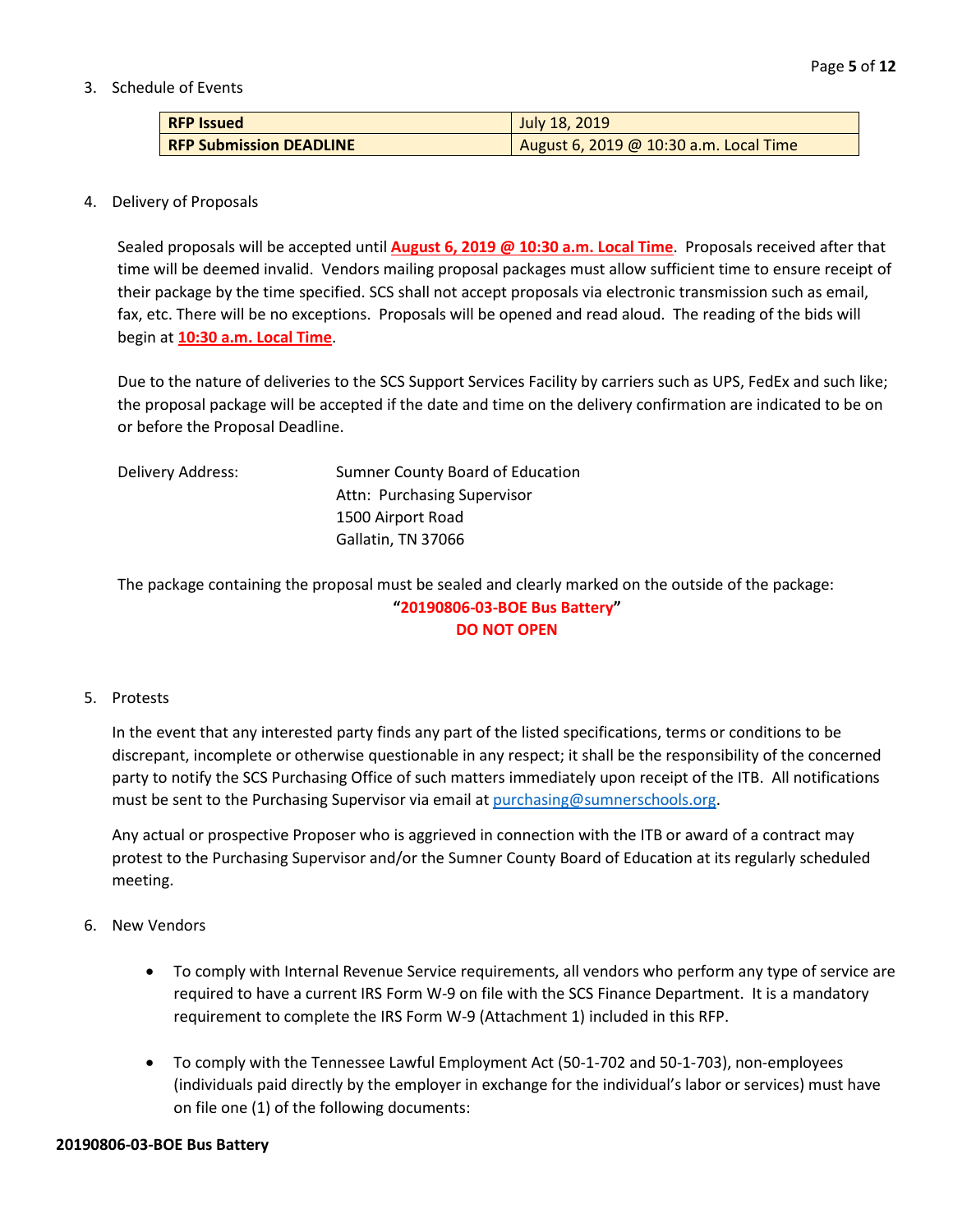3. Schedule of Events

| **RFP Issued** | July 18, 2019 |
| --- | --- |
| **RFP Submission DEADLINE** | August 6, 2019 @ 10:30 a.m. Local Time |

4. Delivery of Proposals

Sealed proposals will be accepted until **August 6, 2019 @ 10:30 a.m. Local Time**. Proposals received after that time will be deemed invalid. Vendors mailing proposal packages must allow sufficient time to ensure receipt of their package by the time specified. SCS shall not accept proposals via electronic transmission such as email, fax, etc. There will be no exceptions. Proposals will be opened and read aloud. The reading of the bids will begin at **10:30 a.m. Local Time**.

Due to the nature of deliveries to the SCS Support Services Facility by carriers such as UPS, FedEx and such like; the proposal package will be accepted if the date and time on the delivery confirmation are indicated to be on or before the Proposal Deadline.

Delivery Address:

Sumner County Board of Education
Attn: Purchasing Supervisor
1500 Airport Road
Gallatin, TN 37066

The package containing the proposal must be sealed and clearly marked on the outside of the package:

**"20190806-03-BOE Bus Battery"**
**DO NOT OPEN**

5. Protests

In the event that any interested party finds any part of the listed specifications, terms or conditions to be discrepant, incomplete or otherwise questionable in any respect; it shall be the responsibility of the concerned party to notify the SCS Purchasing Office of such matters immediately upon receipt of the ITB. All notifications must be sent to the Purchasing Supervisor via email at purchasing@sumnerschools.org.

Any actual or prospective Proposer who is aggrieved in connection with the ITB or award of a contract may protest to the Purchasing Supervisor and/or the Sumner County Board of Education at its regularly scheduled meeting.

6. New Vendors

- To comply with Internal Revenue Service requirements, all vendors who perform any type of service are required to have a current IRS Form W-9 on file with the SCS Finance Department. It is a mandatory requirement to complete the IRS Form W-9 (Attachment 1) included in this RFP.
- To comply with the Tennessee Lawful Employment Act (50-1-702 and 50-1-703), non-employees (individuals paid directly by the employer in exchange for the individual's labor or services) must have on file one (1) of the following documents: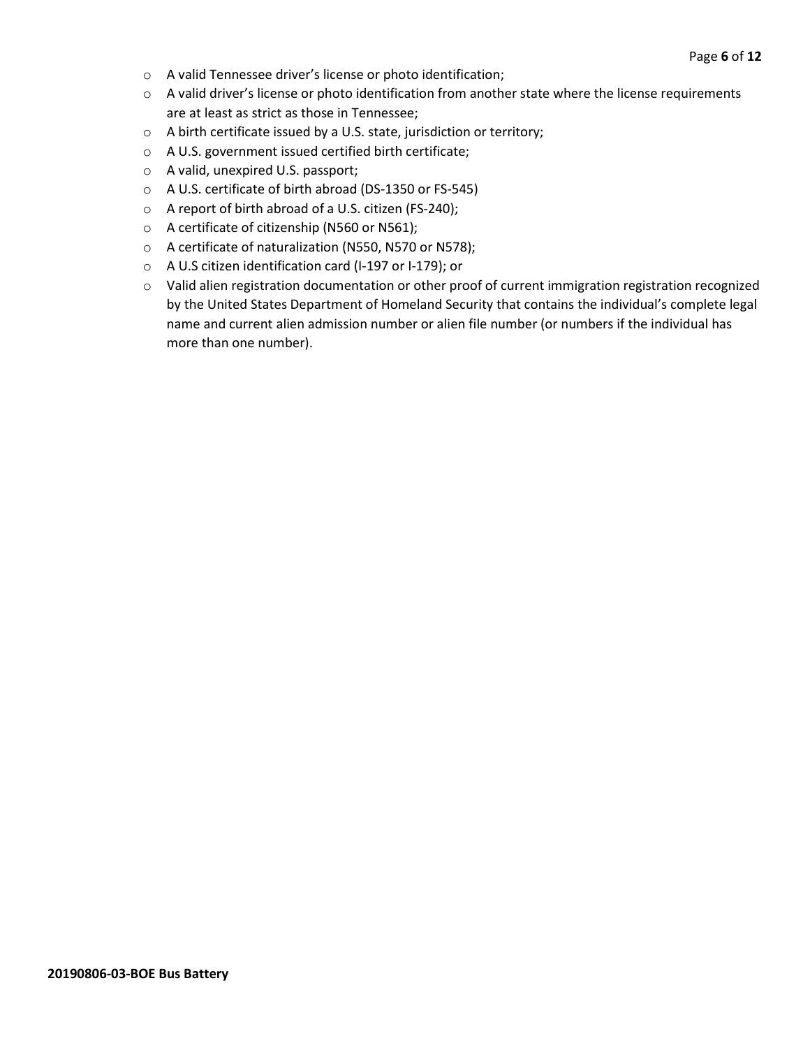- A valid Tennessee driver's license or photo identification;
- A valid driver's license or photo identification from another state where the license requirements are at least as strict as those in Tennessee;
- A birth certificate issued by a U.S. state, jurisdiction or territory;
- A U.S. government issued certified birth certificate;
- A valid, unexpired U.S. passport;
- A U.S. certificate of birth abroad (DS-1350 or FS-545)
- A report of birth abroad of a U.S. citizen (FS-240);
- A certificate of citizenship (N560 or N561);
- A certificate of naturalization (N550, N570 or N578);
- A U.S citizen identification card (I-197 or I-179); or
- Valid alien registration documentation or other proof of current immigration registration recognized by the United States Department of Homeland Security that contains the individual's complete legal name and current alien admission number or alien file number (or numbers if the individual has more than one number).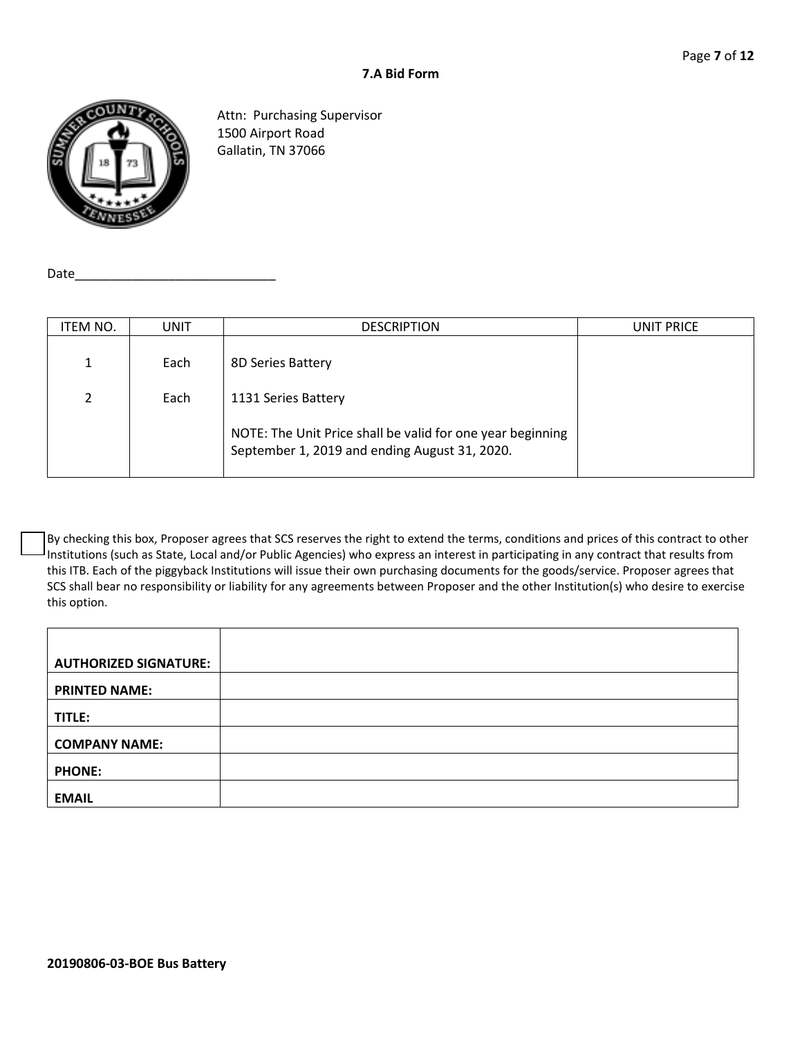## 7.A Bid Form

Attn: Purchasing Supervisor
1500 Airport Road
Gallatin, TN 37066

Date____________________________

| ITEM NO. | UNIT | DESCRIPTION | UNIT PRICE |
|---|---|---|---|
| 1 | Each | 8D Series Battery | |
| 2 | Each | 1131 Series Battery | |
| | | NOTE: The Unit Price shall be valid for one year beginning September 1, 2019 and ending August 31, 2020. | |

☐ By checking this box, Proposer agrees that SCS reserves the right to extend the terms, conditions and prices of this contract to other Institutions (such as State, Local and/or Public Agencies) who express an interest in participating in any contract that results from this ITB. Each of the piggyback Institutions will issue their own purchasing documents for the goods/service. Proposer agrees that SCS shall bear no responsibility or liability for any agreements between Proposer and the other Institution(s) who desire to exercise this option.

| | |
|---|---|
| **AUTHORIZED SIGNATURE:** | |
| **PRINTED NAME:** | |
| **TITLE:** | |
| **COMPANY NAME:** | |
| **PHONE:** | |
| **EMAIL** | |

**20190806-03-BOE Bus Battery**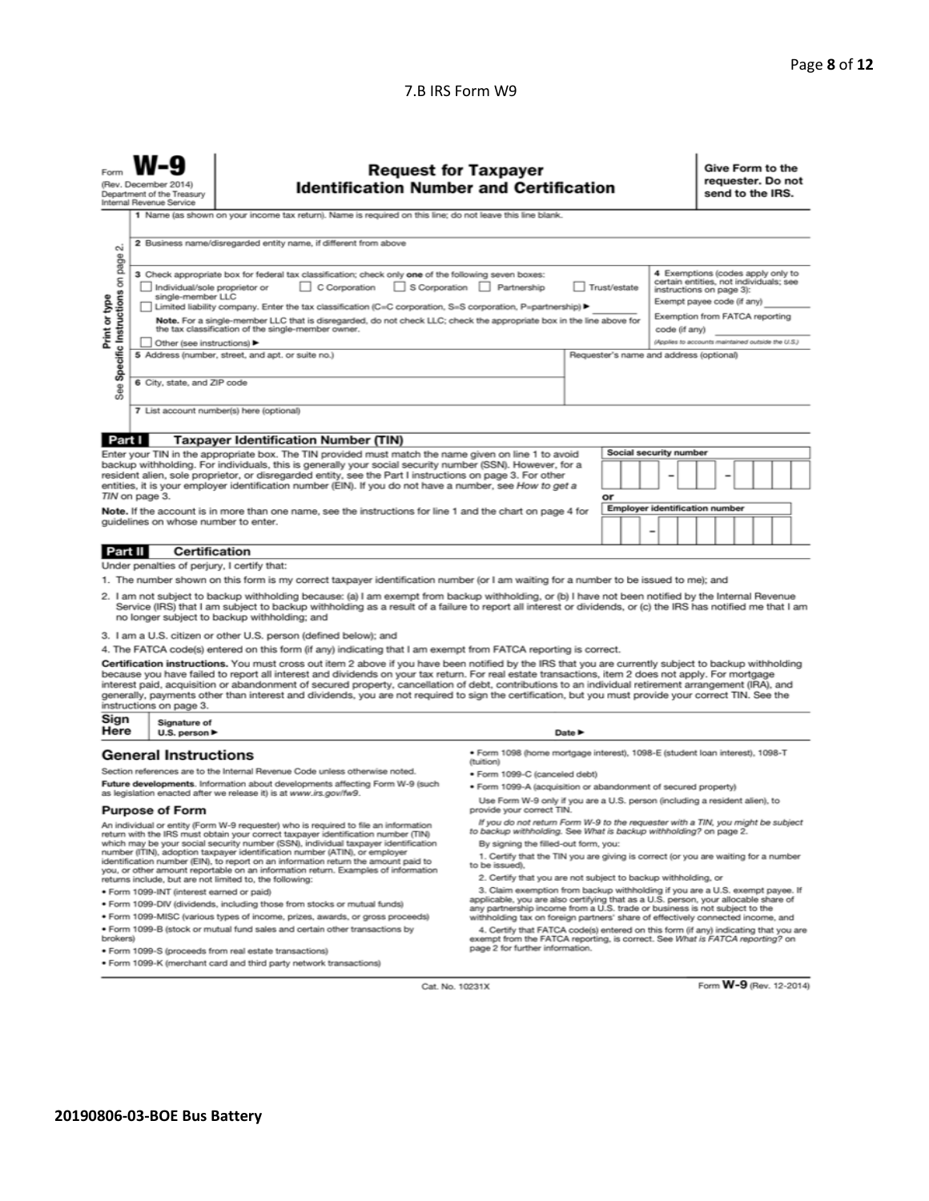7.B IRS Form W9

Form **W-9**
(Rev. December 2014)
Department of the Treasury
Internal Revenue Service

# Request for Taxpayer Identification Number and Certification

**Give Form to the requester. Do not send to the IRS.**

Print or type
See Specific Instructions on page 2.

1 Name (as shown on your income tax return). Name is required on this line; do not leave this line blank.

2 Business name/disregarded entity name, if different from above

3 Check appropriate box for federal tax classification; check only **one** of the following seven boxes:

☐ Individual/sole proprietor or single-member LLC ☐ C Corporation ☐ S Corporation ☐ Partnership ☐ Trust/estate

☐ Limited liability company. Enter the tax classification (C=C corporation, S=S corporation, P=partnership) ▶ ________

**Note.** For a single-member LLC that is disregarded, do not check LLC; check the appropriate box in the line above for the tax classification of the single-member owner.

☐ Other (see instructions) ▶

4 Exemptions (codes apply only to certain entities, not individuals; see instructions on page 3):

Exempt payee code (if any) ________

Exemption from FATCA reporting code (if any) ________

*(Applies to accounts maintained outside the U.S.)*

5 Address (number, street, and apt. or suite no.)

Requester's name and address (optional)

6 City, state, and ZIP code

7 List account number(s) here (optional)

## Part I Taxpayer Identification Number (TIN)

Enter your TIN in the appropriate box. The TIN provided must match the name given on line 1 to avoid backup withholding. For individuals, this is generally your social security number (SSN). However, for a resident alien, sole proprietor, or disregarded entity, see the Part I instructions on page 3. For other entities, it is your employer identification number (EIN). If you do not have a number, see *How to get a TIN* on page 3.

**Note.** If the account is in more than one name, see the instructions for line 1 and the chart on page 4 for guidelines on whose number to enter.

**Social security number**

| | | | – | | | – | | | | |
|---|---|---|---|---|---|---|---|---|---|---|

or

**Employer identification number**

| | | – | | | | | | | |
|---|---|---|---|---|---|---|---|---|---|

## Part II Certification

Under penalties of perjury, I certify that:

1. The number shown on this form is my correct taxpayer identification number (or I am waiting for a number to be issued to me); and
2. I am not subject to backup withholding because: (a) I am exempt from backup withholding, or (b) I have not been notified by the Internal Revenue Service (IRS) that I am subject to backup withholding as a result of a failure to report all interest or dividends, or (c) the IRS has notified me that I am no longer subject to backup withholding; and
3. I am a U.S. citizen or other U.S. person (defined below); and
4. The FATCA code(s) entered on this form (if any) indicating that I am exempt from FATCA reporting is correct.

**Certification instructions.** You must cross out item 2 above if you have been notified by the IRS that you are currently subject to backup withholding because you have failed to report all interest and dividends on your tax return. For real estate transactions, item 2 does not apply. For mortgage interest paid, acquisition or abandonment of secured property, cancellation of debt, contributions to an individual retirement arrangement (IRA), and generally, payments other than interest and dividends, you are not required to sign the certification, but you must provide your correct TIN. See the instructions on page 3.

**Sign Here** Signature of U.S. person ▶ Date ▶

## General Instructions

Section references are to the Internal Revenue Code unless otherwise noted.

**Future developments.** Information about developments affecting Form W-9 (such as legislation enacted after we release it) is at *www.irs.gov/fw9*.

### Purpose of Form

An individual or entity (Form W-9 requester) who is required to file an information return with the IRS must obtain your correct taxpayer identification number (TIN) which may be your social security number (SSN), individual taxpayer identification number (ITIN), adoption taxpayer identification number (ATIN), or employer identification number (EIN), to report on an information return the amount paid to you, or other amount reportable on an information return. Examples of information returns include, but are not limited to, the following:

- Form 1099-INT (interest earned or paid)
- Form 1099-DIV (dividends, including those from stocks or mutual funds)
- Form 1099-MISC (various types of income, prizes, awards, or gross proceeds)
- Form 1099-B (stock or mutual fund sales and certain other transactions by brokers)
- Form 1099-S (proceeds from real estate transactions)
- Form 1099-K (merchant card and third party network transactions)
- Form 1098 (home mortgage interest), 1098-E (student loan interest), 1098-T (tuition)
- Form 1099-C (canceled debt)
- Form 1099-A (acquisition or abandonment of secured property)

Use Form W-9 only if you are a U.S. person (including a resident alien), to provide your correct TIN.

*If you do not return Form W-9 to the requester with a TIN, you might be subject to backup withholding. See What is backup withholding? on page 2.*

By signing the filled-out form, you:

1. Certify that the TIN you are giving is correct (or you are waiting for a number to be issued),
2. Certify that you are not subject to backup withholding, or
3. Claim exemption from backup withholding if you are a U.S. exempt payee. If applicable, you are also certifying that as a U.S. person, your allocable share of any partnership income from a U.S. trade or business is not subject to the withholding tax on foreign partners' share of effectively connected income, and
4. Certify that FATCA code(s) entered on this form (if any) indicating that you are exempt from the FATCA reporting, is correct. See *What is FATCA reporting?* on page 2 for further information.

Cat. No. 10231X

Form **W-9** (Rev. 12-2014)

**20190806-03-BOE Bus Battery**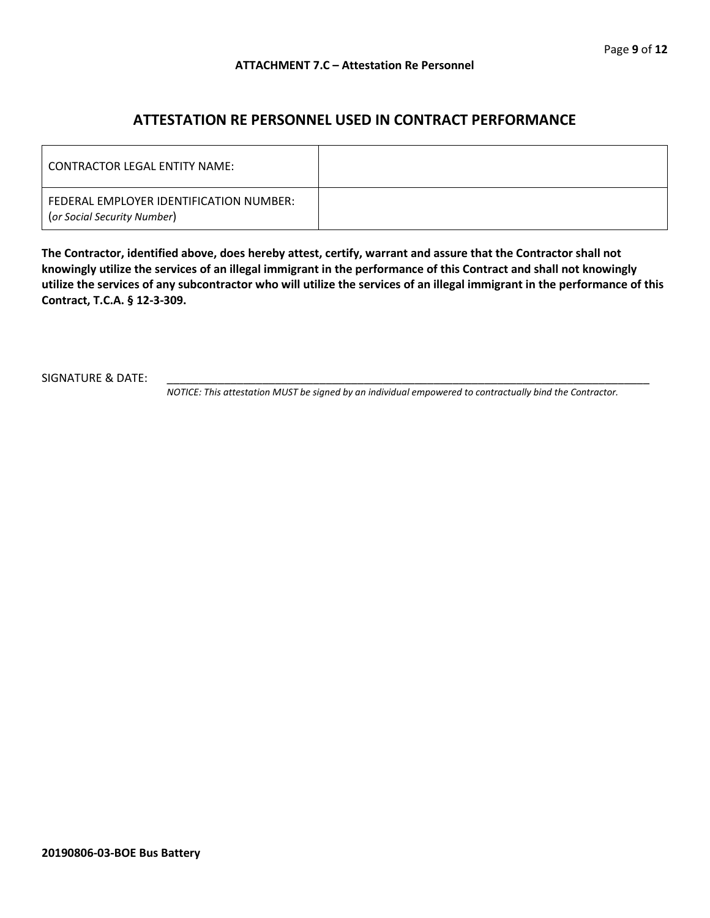**ATTACHMENT 7.C – Attestation Re Personnel**

# ATTESTATION RE PERSONNEL USED IN CONTRACT PERFORMANCE

| CONTRACTOR LEGAL ENTITY NAME: | |
|---|---|
| FEDERAL EMPLOYER IDENTIFICATION NUMBER: (*or Social Security Number*) | |

**The Contractor, identified above, does hereby attest, certify, warrant and assure that the Contractor shall not knowingly utilize the services of an illegal immigrant in the performance of this Contract and shall not knowingly utilize the services of any subcontractor who will utilize the services of an illegal immigrant in the performance of this Contract, T.C.A. § 12-3-309.**

SIGNATURE & DATE: ______________________________________________________________________________

*NOTICE: This attestation MUST be signed by an individual empowered to contractually bind the Contractor.*

**20190806-03-BOE Bus Battery**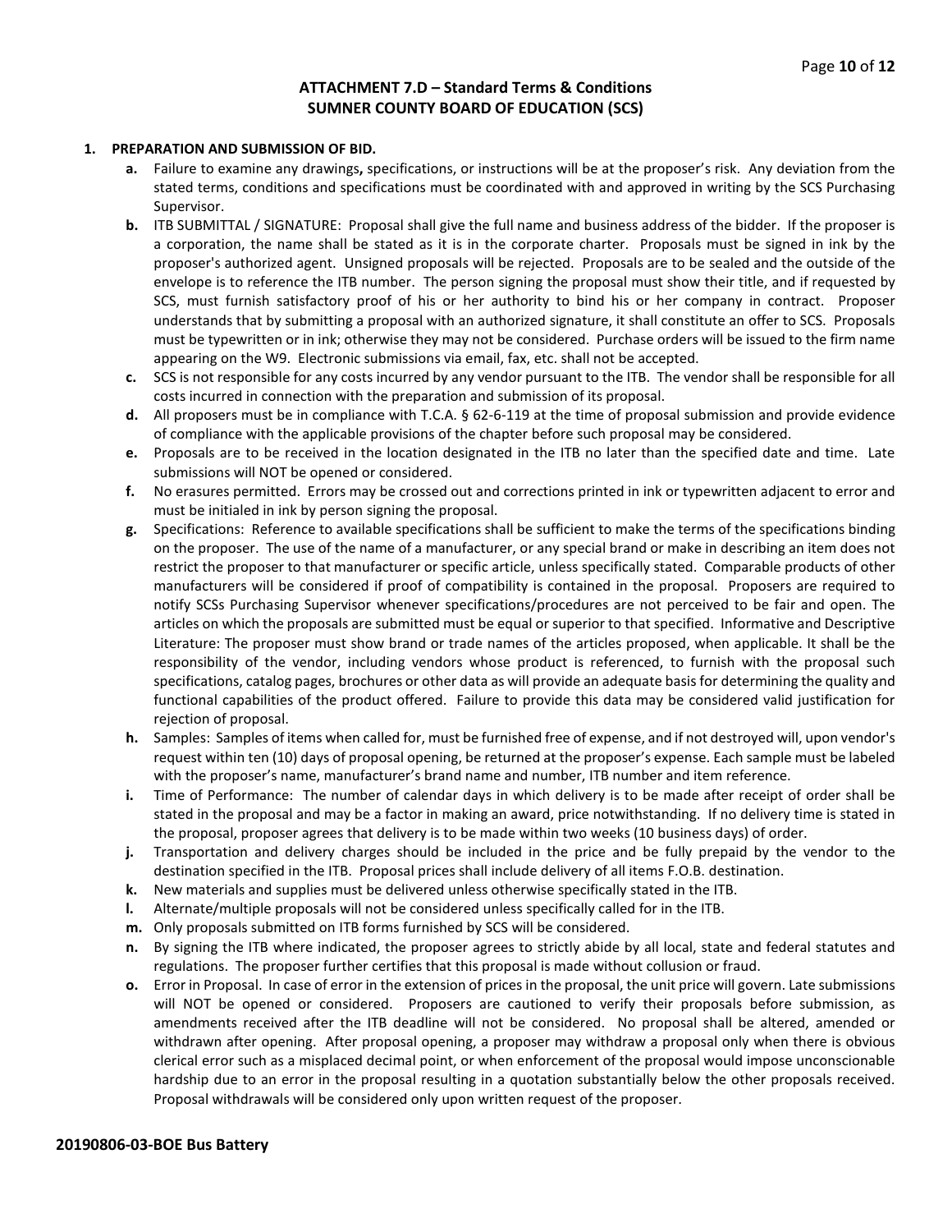## ATTACHMENT 7.D – Standard Terms & Conditions
## SUMNER COUNTY BOARD OF EDUCATION (SCS)

1. **PREPARATION AND SUBMISSION OF BID.**
   - **a.** Failure to examine any drawings**,** specifications, or instructions will be at the proposer's risk. Any deviation from the stated terms, conditions and specifications must be coordinated with and approved in writing by the SCS Purchasing Supervisor.
   - **b.** ITB SUBMITTAL / SIGNATURE: Proposal shall give the full name and business address of the bidder. If the proposer is a corporation, the name shall be stated as it is in the corporate charter. Proposals must be signed in ink by the proposer's authorized agent. Unsigned proposals will be rejected. Proposals are to be sealed and the outside of the envelope is to reference the ITB number. The person signing the proposal must show their title, and if requested by SCS, must furnish satisfactory proof of his or her authority to bind his or her company in contract. Proposer understands that by submitting a proposal with an authorized signature, it shall constitute an offer to SCS. Proposals must be typewritten or in ink; otherwise they may not be considered. Purchase orders will be issued to the firm name appearing on the W9. Electronic submissions via email, fax, etc. shall not be accepted.
   - **c.** SCS is not responsible for any costs incurred by any vendor pursuant to the ITB. The vendor shall be responsible for all costs incurred in connection with the preparation and submission of its proposal.
   - **d.** All proposers must be in compliance with T.C.A. § 62-6-119 at the time of proposal submission and provide evidence of compliance with the applicable provisions of the chapter before such proposal may be considered.
   - **e.** Proposals are to be received in the location designated in the ITB no later than the specified date and time. Late submissions will NOT be opened or considered.
   - **f.** No erasures permitted. Errors may be crossed out and corrections printed in ink or typewritten adjacent to error and must be initialed in ink by person signing the proposal.
   - **g.** Specifications: Reference to available specifications shall be sufficient to make the terms of the specifications binding on the proposer. The use of the name of a manufacturer, or any special brand or make in describing an item does not restrict the proposer to that manufacturer or specific article, unless specifically stated. Comparable products of other manufacturers will be considered if proof of compatibility is contained in the proposal. Proposers are required to notify SCSs Purchasing Supervisor whenever specifications/procedures are not perceived to be fair and open. The articles on which the proposals are submitted must be equal or superior to that specified. Informative and Descriptive Literature: The proposer must show brand or trade names of the articles proposed, when applicable. It shall be the responsibility of the vendor, including vendors whose product is referenced, to furnish with the proposal such specifications, catalog pages, brochures or other data as will provide an adequate basis for determining the quality and functional capabilities of the product offered. Failure to provide this data may be considered valid justification for rejection of proposal.
   - **h.** Samples: Samples of items when called for, must be furnished free of expense, and if not destroyed will, upon vendor's request within ten (10) days of proposal opening, be returned at the proposer's expense. Each sample must be labeled with the proposer's name, manufacturer's brand name and number, ITB number and item reference.
   - **i.** Time of Performance: The number of calendar days in which delivery is to be made after receipt of order shall be stated in the proposal and may be a factor in making an award, price notwithstanding. If no delivery time is stated in the proposal, proposer agrees that delivery is to be made within two weeks (10 business days) of order.
   - **j.** Transportation and delivery charges should be included in the price and be fully prepaid by the vendor to the destination specified in the ITB. Proposal prices shall include delivery of all items F.O.B. destination.
   - **k.** New materials and supplies must be delivered unless otherwise specifically stated in the ITB.
   - **l.** Alternate/multiple proposals will not be considered unless specifically called for in the ITB.
   - **m.** Only proposals submitted on ITB forms furnished by SCS will be considered.
   - **n.** By signing the ITB where indicated, the proposer agrees to strictly abide by all local, state and federal statutes and regulations. The proposer further certifies that this proposal is made without collusion or fraud.
   - **o.** Error in Proposal. In case of error in the extension of prices in the proposal, the unit price will govern. Late submissions will NOT be opened or considered. Proposers are cautioned to verify their proposals before submission, as amendments received after the ITB deadline will not be considered. No proposal shall be altered, amended or withdrawn after opening. After proposal opening, a proposer may withdraw a proposal only when there is obvious clerical error such as a misplaced decimal point, or when enforcement of the proposal would impose unconscionable hardship due to an error in the proposal resulting in a quotation substantially below the other proposals received. Proposal withdrawals will be considered only upon written request of the proposer.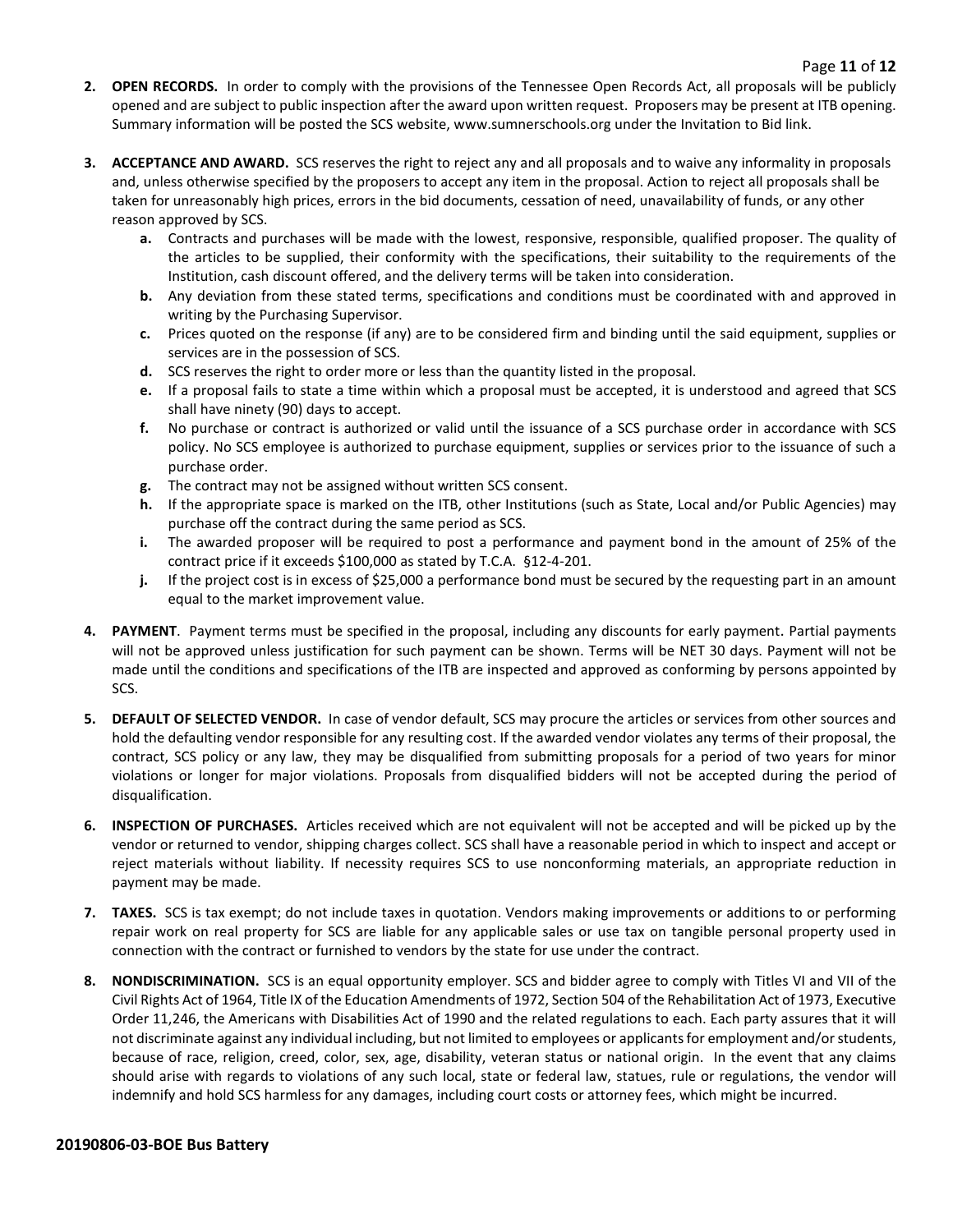2. **OPEN RECORDS.** In order to comply with the provisions of the Tennessee Open Records Act, all proposals will be publicly opened and are subject to public inspection after the award upon written request. Proposers may be present at ITB opening. Summary information will be posted the SCS website, www.sumnerschools.org under the Invitation to Bid link.

3. **ACCEPTANCE AND AWARD.** SCS reserves the right to reject any and all proposals and to waive any informality in proposals and, unless otherwise specified by the proposers to accept any item in the proposal. Action to reject all proposals shall be taken for unreasonably high prices, errors in the bid documents, cessation of need, unavailability of funds, or any other reason approved by SCS.
   - **a.** Contracts and purchases will be made with the lowest, responsive, responsible, qualified proposer. The quality of the articles to be supplied, their conformity with the specifications, their suitability to the requirements of the Institution, cash discount offered, and the delivery terms will be taken into consideration.
   - **b.** Any deviation from these stated terms, specifications and conditions must be coordinated with and approved in writing by the Purchasing Supervisor.
   - **c.** Prices quoted on the response (if any) are to be considered firm and binding until the said equipment, supplies or services are in the possession of SCS.
   - **d.** SCS reserves the right to order more or less than the quantity listed in the proposal.
   - **e.** If a proposal fails to state a time within which a proposal must be accepted, it is understood and agreed that SCS shall have ninety (90) days to accept.
   - **f.** No purchase or contract is authorized or valid until the issuance of a SCS purchase order in accordance with SCS policy. No SCS employee is authorized to purchase equipment, supplies or services prior to the issuance of such a purchase order.
   - **g.** The contract may not be assigned without written SCS consent.
   - **h.** If the appropriate space is marked on the ITB, other Institutions (such as State, Local and/or Public Agencies) may purchase off the contract during the same period as SCS.
   - **i.** The awarded proposer will be required to post a performance and payment bond in the amount of 25% of the contract price if it exceeds $100,000 as stated by T.C.A. §12-4-201.
   - **j.** If the project cost is in excess of $25,000 a performance bond must be secured by the requesting part in an amount equal to the market improvement value.

4. **PAYMENT**. Payment terms must be specified in the proposal, including any discounts for early payment. Partial payments will not be approved unless justification for such payment can be shown. Terms will be NET 30 days. Payment will not be made until the conditions and specifications of the ITB are inspected and approved as conforming by persons appointed by SCS.

5. **DEFAULT OF SELECTED VENDOR.** In case of vendor default, SCS may procure the articles or services from other sources and hold the defaulting vendor responsible for any resulting cost. If the awarded vendor violates any terms of their proposal, the contract, SCS policy or any law, they may be disqualified from submitting proposals for a period of two years for minor violations or longer for major violations. Proposals from disqualified bidders will not be accepted during the period of disqualification.

6. **INSPECTION OF PURCHASES.** Articles received which are not equivalent will not be accepted and will be picked up by the vendor or returned to vendor, shipping charges collect. SCS shall have a reasonable period in which to inspect and accept or reject materials without liability. If necessity requires SCS to use nonconforming materials, an appropriate reduction in payment may be made.

7. **TAXES.** SCS is tax exempt; do not include taxes in quotation. Vendors making improvements or additions to or performing repair work on real property for SCS are liable for any applicable sales or use tax on tangible personal property used in connection with the contract or furnished to vendors by the state for use under the contract.

8. **NONDISCRIMINATION.** SCS is an equal opportunity employer. SCS and bidder agree to comply with Titles VI and VII of the Civil Rights Act of 1964, Title IX of the Education Amendments of 1972, Section 504 of the Rehabilitation Act of 1973, Executive Order 11,246, the Americans with Disabilities Act of 1990 and the related regulations to each. Each party assures that it will not discriminate against any individual including, but not limited to employees or applicants for employment and/or students, because of race, religion, creed, color, sex, age, disability, veteran status or national origin. In the event that any claims should arise with regards to violations of any such local, state or federal law, statues, rule or regulations, the vendor will indemnify and hold SCS harmless for any damages, including court costs or attorney fees, which might be incurred.

**20190806-03-BOE Bus Battery**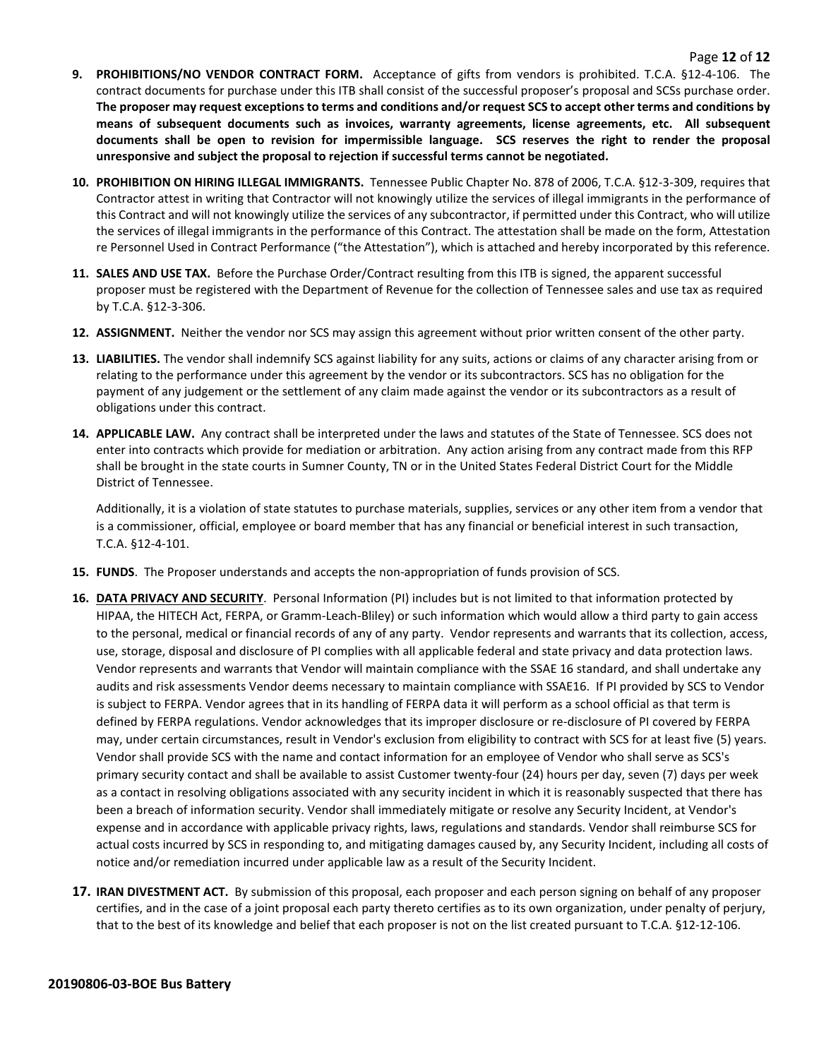9. **PROHIBITIONS/NO VENDOR CONTRACT FORM.** Acceptance of gifts from vendors is prohibited. T.C.A. §12-4-106. The contract documents for purchase under this ITB shall consist of the successful proposer's proposal and SCSs purchase order. **The proposer may request exceptions to terms and conditions and/or request SCS to accept other terms and conditions by means of subsequent documents such as invoices, warranty agreements, license agreements, etc. All subsequent documents shall be open to revision for impermissible language. SCS reserves the right to render the proposal unresponsive and subject the proposal to rejection if successful terms cannot be negotiated.**

10. **PROHIBITION ON HIRING ILLEGAL IMMIGRANTS.** Tennessee Public Chapter No. 878 of 2006, T.C.A. §12-3-309, requires that Contractor attest in writing that Contractor will not knowingly utilize the services of illegal immigrants in the performance of this Contract and will not knowingly utilize the services of any subcontractor, if permitted under this Contract, who will utilize the services of illegal immigrants in the performance of this Contract. The attestation shall be made on the form, Attestation re Personnel Used in Contract Performance ("the Attestation"), which is attached and hereby incorporated by this reference.

11. **SALES AND USE TAX.** Before the Purchase Order/Contract resulting from this ITB is signed, the apparent successful proposer must be registered with the Department of Revenue for the collection of Tennessee sales and use tax as required by T.C.A. §12-3-306.

12. **ASSIGNMENT.** Neither the vendor nor SCS may assign this agreement without prior written consent of the other party.

13. **LIABILITIES.** The vendor shall indemnify SCS against liability for any suits, actions or claims of any character arising from or relating to the performance under this agreement by the vendor or its subcontractors. SCS has no obligation for the payment of any judgement or the settlement of any claim made against the vendor or its subcontractors as a result of obligations under this contract.

14. **APPLICABLE LAW.** Any contract shall be interpreted under the laws and statutes of the State of Tennessee. SCS does not enter into contracts which provide for mediation or arbitration. Any action arising from any contract made from this RFP shall be brought in the state courts in Sumner County, TN or in the United States Federal District Court for the Middle District of Tennessee.

    Additionally, it is a violation of state statutes to purchase materials, supplies, services or any other item from a vendor that is a commissioner, official, employee or board member that has any financial or beneficial interest in such transaction, T.C.A. §12-4-101.

15. **FUNDS**. The Proposer understands and accepts the non-appropriation of funds provision of SCS.

16. **DATA PRIVACY AND SECURITY**. Personal Information (PI) includes but is not limited to that information protected by HIPAA, the HITECH Act, FERPA, or Gramm-Leach-Bliley) or such information which would allow a third party to gain access to the personal, medical or financial records of any of any party. Vendor represents and warrants that its collection, access, use, storage, disposal and disclosure of PI complies with all applicable federal and state privacy and data protection laws. Vendor represents and warrants that Vendor will maintain compliance with the SSAE 16 standard, and shall undertake any audits and risk assessments Vendor deems necessary to maintain compliance with SSAE16. If PI provided by SCS to Vendor is subject to FERPA. Vendor agrees that in its handling of FERPA data it will perform as a school official as that term is defined by FERPA regulations. Vendor acknowledges that its improper disclosure or re-disclosure of PI covered by FERPA may, under certain circumstances, result in Vendor's exclusion from eligibility to contract with SCS for at least five (5) years. Vendor shall provide SCS with the name and contact information for an employee of Vendor who shall serve as SCS's primary security contact and shall be available to assist Customer twenty-four (24) hours per day, seven (7) days per week as a contact in resolving obligations associated with any security incident in which it is reasonably suspected that there has been a breach of information security. Vendor shall immediately mitigate or resolve any Security Incident, at Vendor's expense and in accordance with applicable privacy rights, laws, regulations and standards. Vendor shall reimburse SCS for actual costs incurred by SCS in responding to, and mitigating damages caused by, any Security Incident, including all costs of notice and/or remediation incurred under applicable law as a result of the Security Incident.

17. **IRAN DIVESTMENT ACT.** By submission of this proposal, each proposer and each person signing on behalf of any proposer certifies, and in the case of a joint proposal each party thereto certifies as to its own organization, under penalty of perjury, that to the best of its knowledge and belief that each proposer is not on the list created pursuant to T.C.A. §12-12-106.

**20190806-03-BOE Bus Battery**